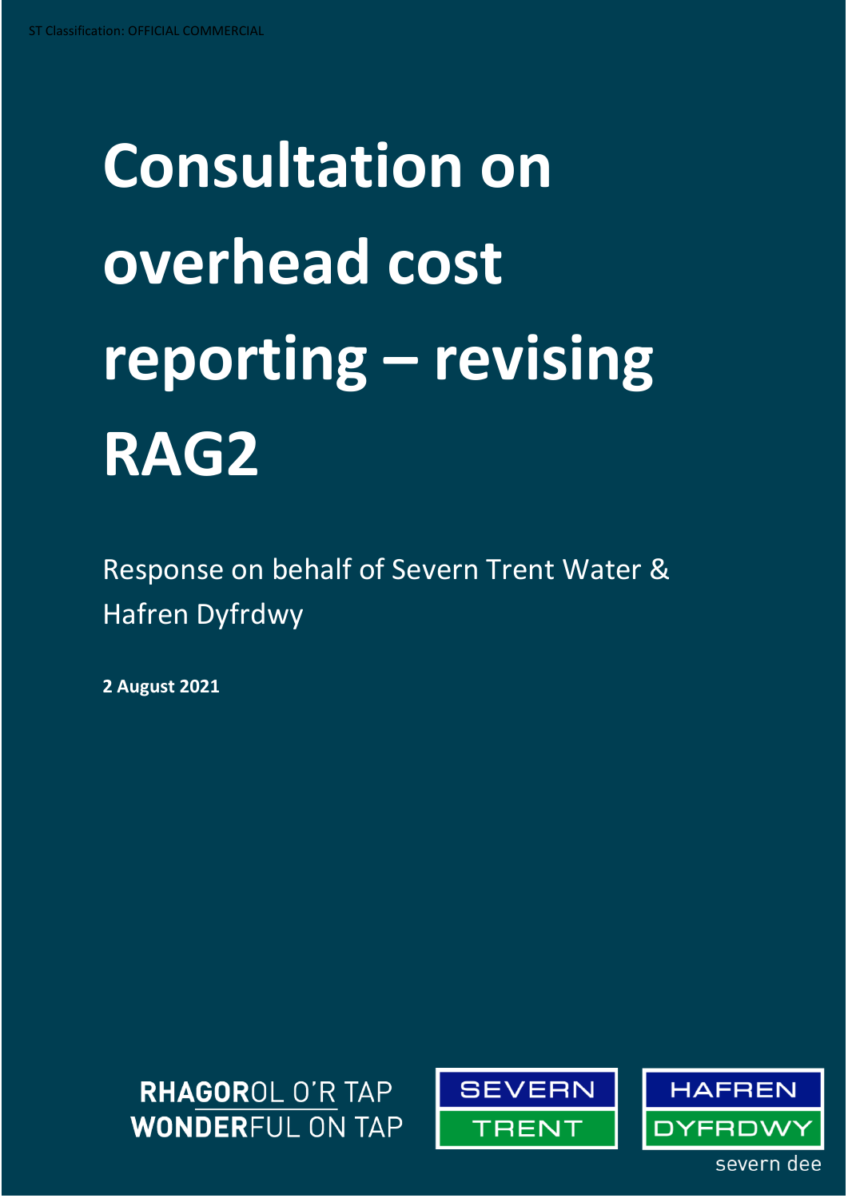ST Classification: OFFICIAL COMMERCIAL

# Consultation on overhead cost reporting – revising RAG2

Response on behalf of Severn Trent Water & Hafren Dyfrdwy

**2 August 2021**

RHAGOROL O'R TAP
WONDERFUL ON TAP

SEVERN TRENT

HAFREN DYFRDWY
severn dee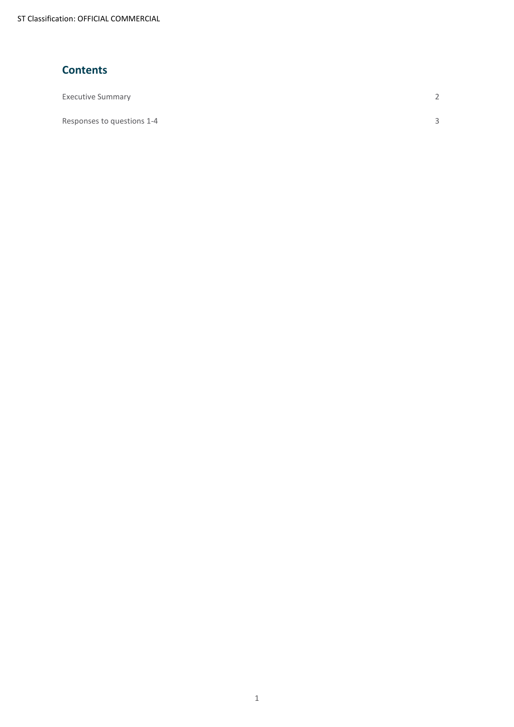ST Classification: OFFICIAL COMMERCIAL

## Contents

| | |
|---|---|
| Executive Summary | 2 |
| Responses to questions 1-4 | 3 |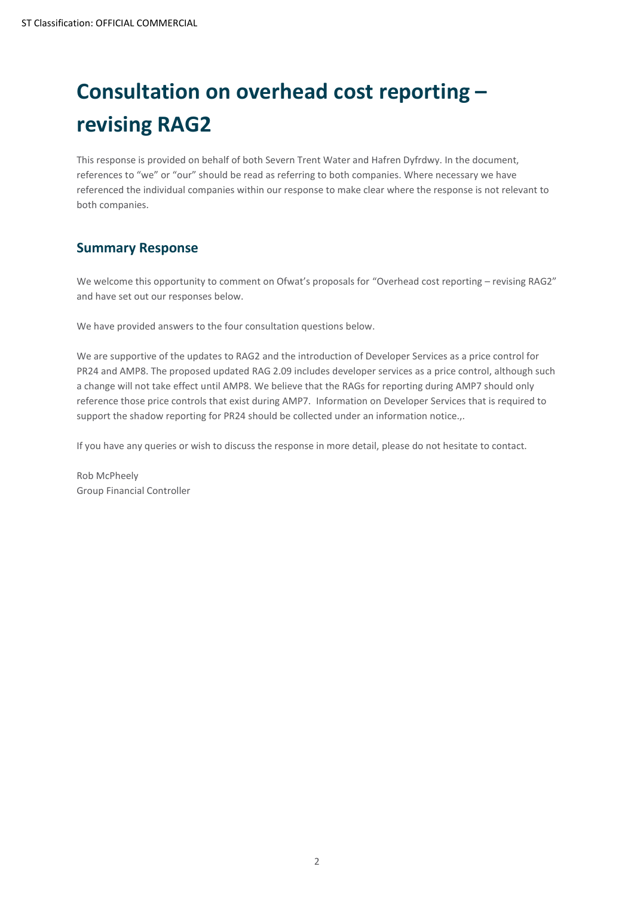# Consultation on overhead cost reporting – revising RAG2

This response is provided on behalf of both Severn Trent Water and Hafren Dyfrdwy. In the document, references to "we" or "our" should be read as referring to both companies. Where necessary we have referenced the individual companies within our response to make clear where the response is not relevant to both companies.

## Summary Response

We welcome this opportunity to comment on Ofwat's proposals for "Overhead cost reporting – revising RAG2" and have set out our responses below.

We have provided answers to the four consultation questions below.

We are supportive of the updates to RAG2 and the introduction of Developer Services as a price control for PR24 and AMP8. The proposed updated RAG 2.09 includes developer services as a price control, although such a change will not take effect until AMP8. We believe that the RAGs for reporting during AMP7 should only reference those price controls that exist during AMP7. Information on Developer Services that is required to support the shadow reporting for PR24 should be collected under an information notice.,.

If you have any queries or wish to discuss the response in more detail, please do not hesitate to contact.

Rob McPheely
Group Financial Controller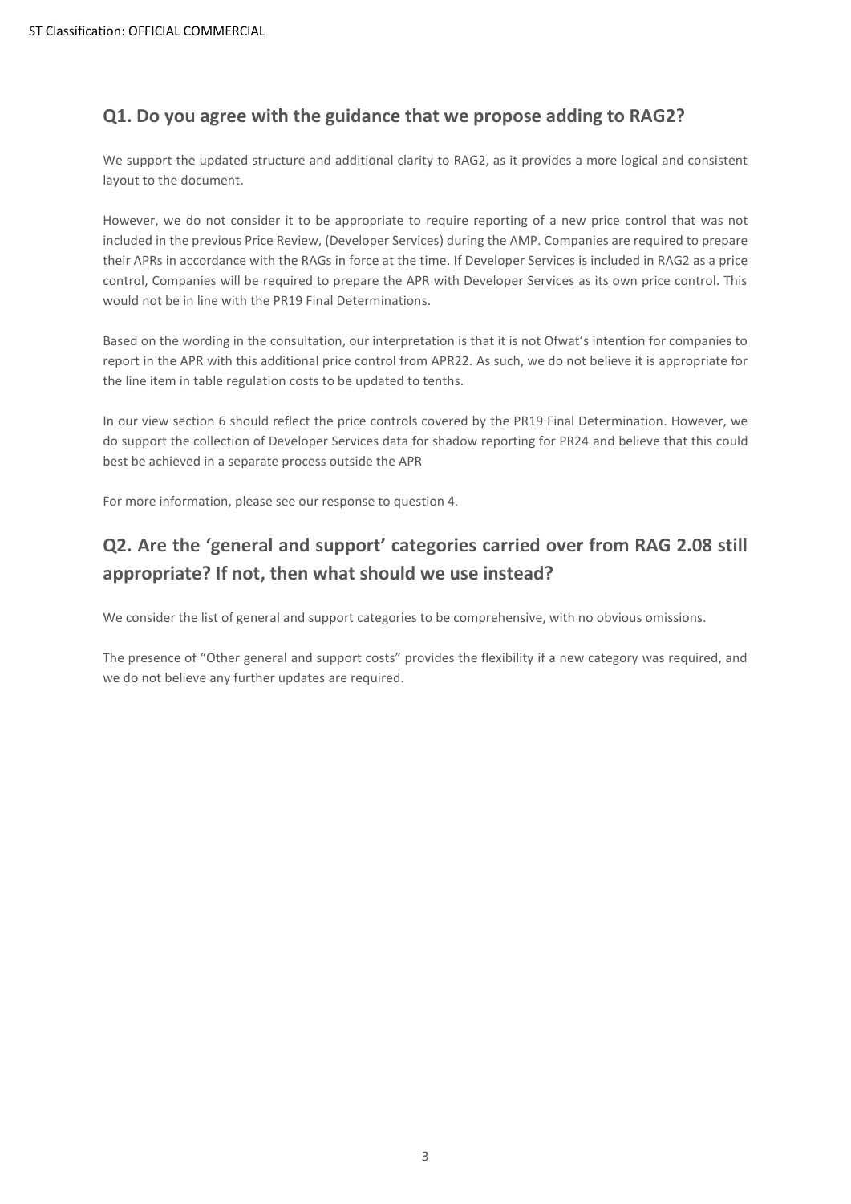## Q1. Do you agree with the guidance that we propose adding to RAG2?

We support the updated structure and additional clarity to RAG2, as it provides a more logical and consistent layout to the document.

However, we do not consider it to be appropriate to require reporting of a new price control that was not included in the previous Price Review, (Developer Services) during the AMP. Companies are required to prepare their APRs in accordance with the RAGs in force at the time. If Developer Services is included in RAG2 as a price control, Companies will be required to prepare the APR with Developer Services as its own price control. This would not be in line with the PR19 Final Determinations.

Based on the wording in the consultation, our interpretation is that it is not Ofwat's intention for companies to report in the APR with this additional price control from APR22. As such, we do not believe it is appropriate for the line item in table regulation costs to be updated to tenths.

In our view section 6 should reflect the price controls covered by the PR19 Final Determination. However, we do support the collection of Developer Services data for shadow reporting for PR24 and believe that this could best be achieved in a separate process outside the APR

For more information, please see our response to question 4.

## Q2. Are the 'general and support' categories carried over from RAG 2.08 still appropriate? If not, then what should we use instead?

We consider the list of general and support categories to be comprehensive, with no obvious omissions.

The presence of "Other general and support costs" provides the flexibility if a new category was required, and we do not believe any further updates are required.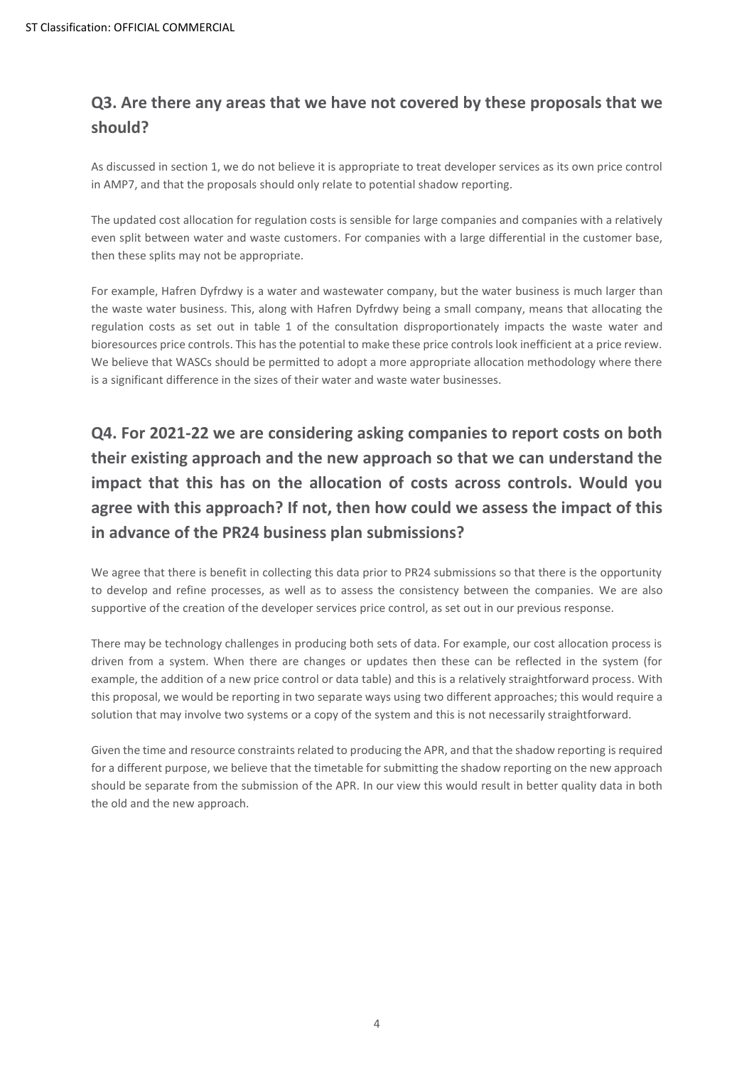## Q3. Are there any areas that we have not covered by these proposals that we should?

As discussed in section 1, we do not believe it is appropriate to treat developer services as its own price control in AMP7, and that the proposals should only relate to potential shadow reporting.

The updated cost allocation for regulation costs is sensible for large companies and companies with a relatively even split between water and waste customers. For companies with a large differential in the customer base, then these splits may not be appropriate.

For example, Hafren Dyfrdwy is a water and wastewater company, but the water business is much larger than the waste water business. This, along with Hafren Dyfrdwy being a small company, means that allocating the regulation costs as set out in table 1 of the consultation disproportionately impacts the waste water and bioresources price controls. This has the potential to make these price controls look inefficient at a price review. We believe that WASCs should be permitted to adopt a more appropriate allocation methodology where there is a significant difference in the sizes of their water and waste water businesses.

## Q4. For 2021-22 we are considering asking companies to report costs on both their existing approach and the new approach so that we can understand the impact that this has on the allocation of costs across controls. Would you agree with this approach? If not, then how could we assess the impact of this in advance of the PR24 business plan submissions?

We agree that there is benefit in collecting this data prior to PR24 submissions so that there is the opportunity to develop and refine processes, as well as to assess the consistency between the companies. We are also supportive of the creation of the developer services price control, as set out in our previous response.

There may be technology challenges in producing both sets of data. For example, our cost allocation process is driven from a system. When there are changes or updates then these can be reflected in the system (for example, the addition of a new price control or data table) and this is a relatively straightforward process. With this proposal, we would be reporting in two separate ways using two different approaches; this would require a solution that may involve two systems or a copy of the system and this is not necessarily straightforward.

Given the time and resource constraints related to producing the APR, and that the shadow reporting is required for a different purpose, we believe that the timetable for submitting the shadow reporting on the new approach should be separate from the submission of the APR. In our view this would result in better quality data in both the old and the new approach.